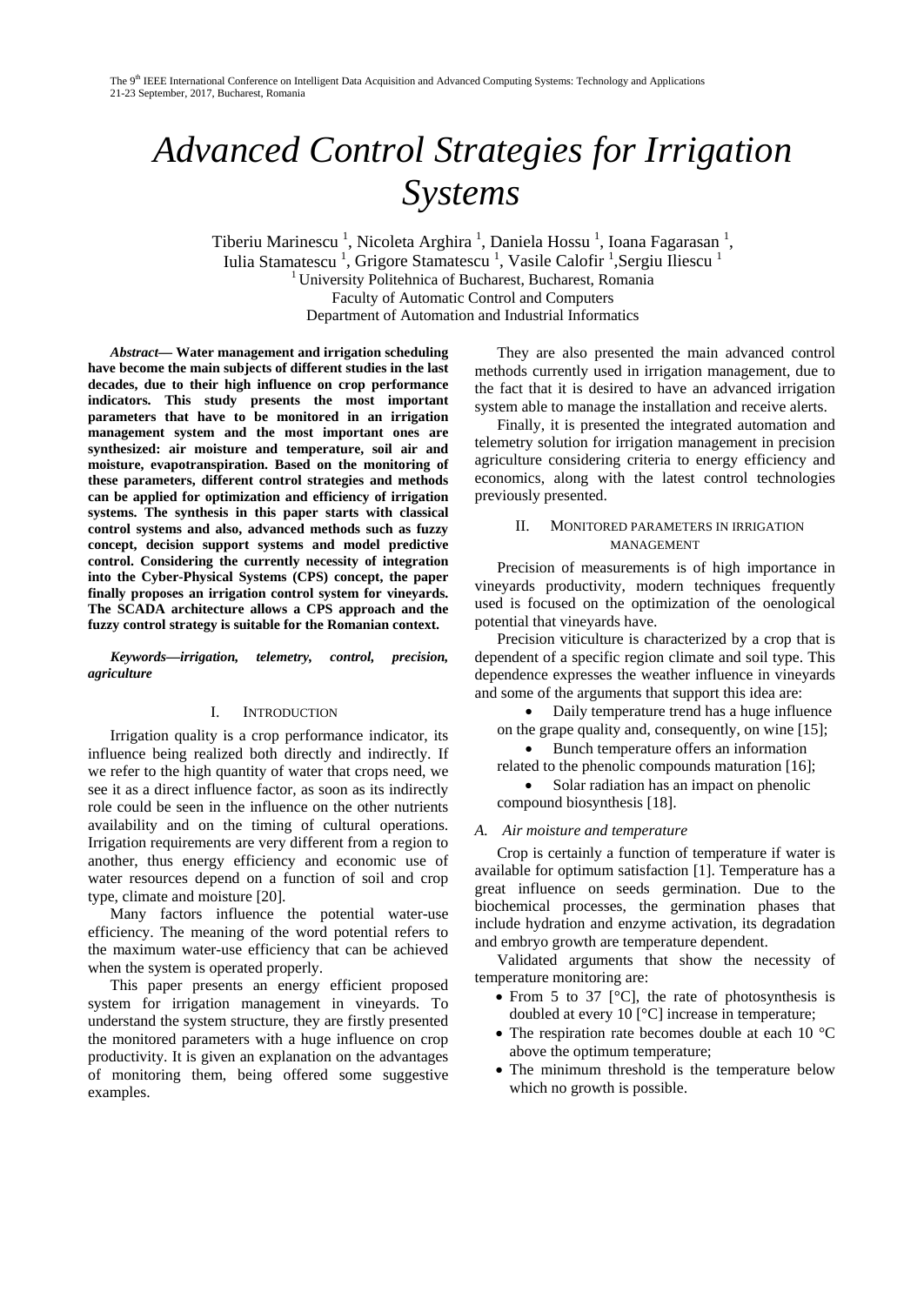# Advanced Control Strategies for Irrigation Systems

Tiberiu Marinescu [1], Nicoleta Arghira [1], Daniela Hossu [1], Ioana Fagarasan [1], Iulia Stamatescu [1], Grigore Stamatescu [1], Vasile Calofir [1], Sergiu Iliescu [1]

[1] University Politehnica of Bucharest, Bucharest, Romania
Faculty of Automatic Control and Computers
Department of Automation and Industrial Informatics

***Abstract*— Water management and irrigation scheduling have become the main subjects of different studies in the last decades, due to their high influence on crop performance indicators. This study presents the most important parameters that have to be monitored in an irrigation management system and the most important ones are synthesized: air moisture and temperature, soil air and moisture, evapotranspiration. Based on the monitoring of these parameters, different control strategies and methods can be applied for optimization and efficiency of irrigation systems. The synthesis in this paper starts with classical control systems and also, advanced methods such as fuzzy concept, decision support systems and model predictive control. Considering the currently necessity of integration into the Cyber-Physical Systems (CPS) concept, the paper finally proposes an irrigation control system for vineyards. The SCADA architecture allows a CPS approach and the fuzzy control strategy is suitable for the Romanian context.**

***Keywords*—*irrigation, telemetry, control, precision, agriculture***

## I. Introduction

Irrigation quality is a crop performance indicator, its influence being realized both directly and indirectly. If we refer to the high quantity of water that crops need, we see it as a direct influence factor, as soon as its indirectly role could be seen in the influence on the other nutrients availability and on the timing of cultural operations. Irrigation requirements are very different from a region to another, thus energy efficiency and economic use of water resources depend on a function of soil and crop type, climate and moisture [20].

Many factors influence the potential water-use efficiency. The meaning of the word potential refers to the maximum water-use efficiency that can be achieved when the system is operated properly.

This paper presents an energy efficient proposed system for irrigation management in vineyards. To understand the system structure, they are firstly presented the monitored parameters with a huge influence on crop productivity. It is given an explanation on the advantages of monitoring them, being offered some suggestive examples.

They are also presented the main advanced control methods currently used in irrigation management, due to the fact that it is desired to have an advanced irrigation system able to manage the installation and receive alerts.

Finally, it is presented the integrated automation and telemetry solution for irrigation management in precision agriculture considering criteria to energy efficiency and economics, along with the latest control technologies previously presented.

## II. Monitored Parameters in Irrigation Management

Precision of measurements is of high importance in vineyards productivity, modern techniques frequently used is focused on the optimization of the oenological potential that vineyards have.

Precision viticulture is characterized by a crop that is dependent of a specific region climate and soil type. This dependence expresses the weather influence in vineyards and some of the arguments that support this idea are:

- Daily temperature trend has a huge influence on the grape quality and, consequently, on wine [15];
- Bunch temperature offers an information related to the phenolic compounds maturation [16];
- Solar radiation has an impact on phenolic compound biosynthesis [18].

### *A. Air moisture and temperature*

Crop is certainly a function of temperature if water is available for optimum satisfaction [1]. Temperature has a great influence on seeds germination. Due to the biochemical processes, the germination phases that include hydration and enzyme activation, its degradation and embryo growth are temperature dependent.

Validated arguments that show the necessity of temperature monitoring are:

- From 5 to 37 [°C], the rate of photosynthesis is doubled at every 10 [°C] increase in temperature;
- The respiration rate becomes double at each 10 °C above the optimum temperature;
- The minimum threshold is the temperature below which no growth is possible.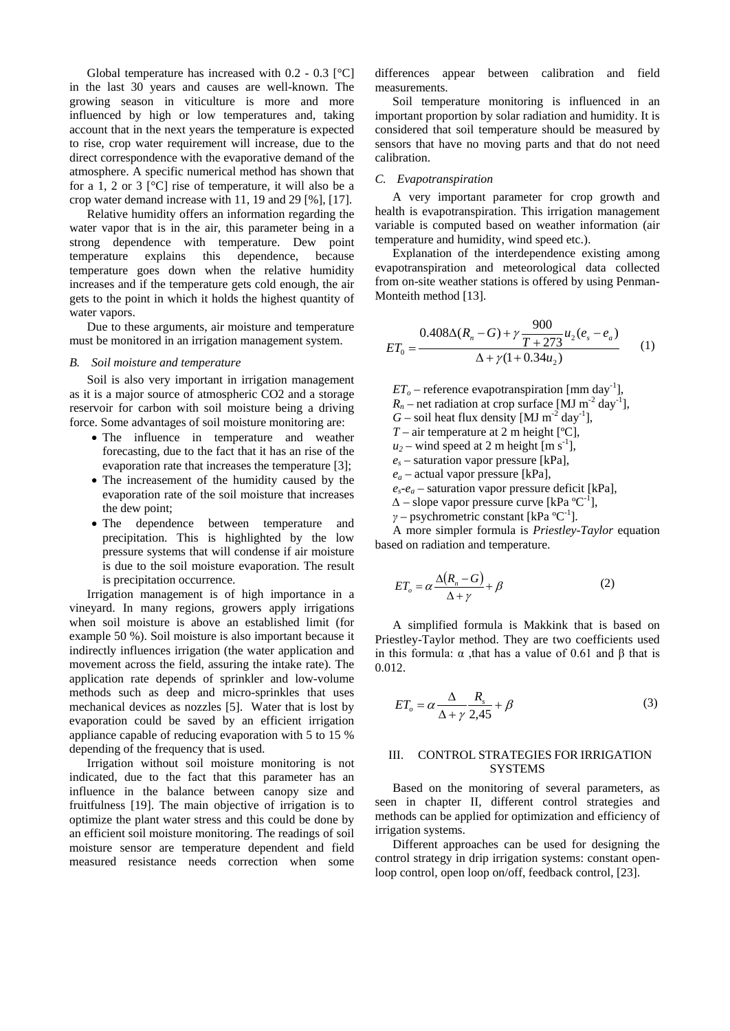Global temperature has increased with 0.2 - 0.3 [°C] in the last 30 years and causes are well-known. The growing season in viticulture is more and more influenced by high or low temperatures and, taking account that in the next years the temperature is expected to rise, crop water requirement will increase, due to the direct correspondence with the evaporative demand of the atmosphere. A specific numerical method has shown that for a 1, 2 or 3 [°C] rise of temperature, it will also be a crop water demand increase with 11, 19 and 29 [%], [17].

Relative humidity offers an information regarding the water vapor that is in the air, this parameter being in a strong dependence with temperature. Dew point temperature explains this dependence, because temperature goes down when the relative humidity increases and if the temperature gets cold enough, the air gets to the point in which it holds the highest quantity of water vapors.

Due to these arguments, air moisture and temperature must be monitored in an irrigation management system.

### *B. Soil moisture and temperature*

Soil is also very important in irrigation management as it is a major source of atmospheric CO2 and a storage reservoir for carbon with soil moisture being a driving force. Some advantages of soil moisture monitoring are:

- The influence in temperature and weather forecasting, due to the fact that it has an rise of the evaporation rate that increases the temperature [3];
- The increasement of the humidity caused by the evaporation rate of the soil moisture that increases the dew point;
- The dependence between temperature and precipitation. This is highlighted by the low pressure systems that will condense if air moisture is due to the soil moisture evaporation. The result is precipitation occurrence.

Irrigation management is of high importance in a vineyard. In many regions, growers apply irrigations when soil moisture is above an established limit (for example 50 %). Soil moisture is also important because it indirectly influences irrigation (the water application and movement across the field, assuring the intake rate). The application rate depends of sprinkler and low-volume methods such as deep and micro-sprinkles that uses mechanical devices as nozzles [5]. Water that is lost by evaporation could be saved by an efficient irrigation appliance capable of reducing evaporation with 5 to 15 % depending of the frequency that is used.

Irrigation without soil moisture monitoring is not indicated, due to the fact that this parameter has an influence in the balance between canopy size and fruitfulness [19]. The main objective of irrigation is to optimize the plant water stress and this could be done by an efficient soil moisture monitoring. The readings of soil moisture sensor are temperature dependent and field measured resistance needs correction when some differences appear between calibration and field measurements.

Soil temperature monitoring is influenced in an important proportion by solar radiation and humidity. It is considered that soil temperature should be measured by sensors that have no moving parts and that do not need calibration.

### *C. Evapotranspiration*

A very important parameter for crop growth and health is evapotranspiration. This irrigation management variable is computed based on weather information (air temperature and humidity, wind speed etc.).

Explanation of the interdependence existing among evapotranspiration and meteorological data collected from on-site weather stations is offered by using Penman-Monteith method [13].

$$ET_0 = \frac{0.408\Delta(R_n - G) + \gamma \frac{900}{T + 273} u_2 (e_s - e_a)}{\Delta + \gamma(1 + 0.34u_2)} \qquad (1)$$

$ET_o$ – reference evapotranspiration [mm day$^{-1}$],
$R_n$ – net radiation at crop surface [MJ m$^{-2}$ day$^{-1}$],
$G$ – soil heat flux density [MJ m$^{-2}$ day$^{-1}$],
$T$ – air temperature at 2 m height [ºC],
$u_2$ – wind speed at 2 m height [m s$^{-1}$],
$e_s$ – saturation vapor pressure [kPa],
$e_a$ – actual vapor pressure [kPa],
$e_s$-$e_a$ – saturation vapor pressure deficit [kPa],
$\Delta$ – slope vapor pressure curve [kPa ºC$^{-1}$],
$\gamma$ – psychrometric constant [kPa ºC$^{-1}$].

A more simpler formula is *Priestley-Taylor* equation based on radiation and temperature.

$$ET_o = \alpha \frac{\Delta(R_n - G)}{\Delta + \gamma} + \beta \qquad (2)$$

A simplified formula is Makkink that is based on Priestley-Taylor method. They are two coefficients used in this formula: α ,that has a value of 0.61 and β that is 0.012.

$$ET_o = \alpha \frac{\Delta}{\Delta + \gamma} \frac{R_s}{2{,}45} + \beta \qquad (3)$$

## III. CONTROL STRATEGIES FOR IRRIGATION SYSTEMS

Based on the monitoring of several parameters, as seen in chapter II, different control strategies and methods can be applied for optimization and efficiency of irrigation systems.

Different approaches can be used for designing the control strategy in drip irrigation systems: constant open-loop control, open loop on/off, feedback control, [23].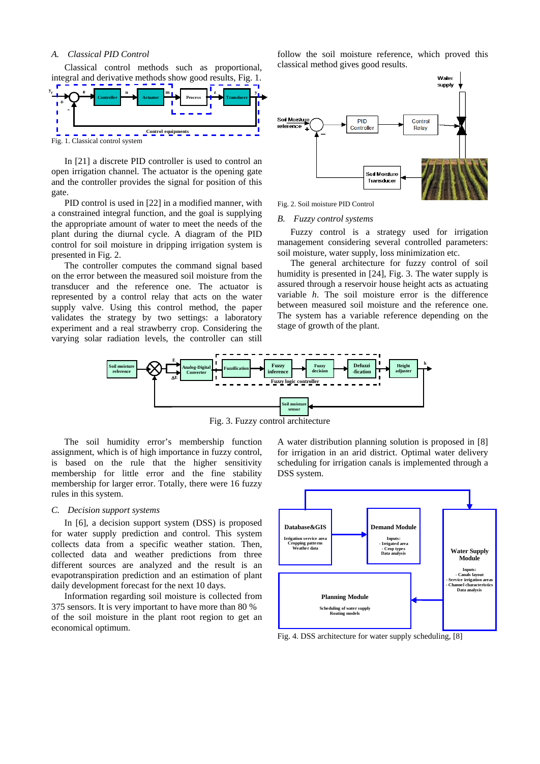### A. *Classical PID Control*

Classical control methods such as proportional, integral and derivative methods show good results, Fig. 1.

Fig. 1. Classical control system

In [21] a discrete PID controller is used to control an open irrigation channel. The actuator is the opening gate and the controller provides the signal for position of this gate.

PID control is used in [22] in a modified manner, with a constrained integral function, and the goal is supplying the appropriate amount of water to meet the needs of the plant during the diurnal cycle. A diagram of the PID control for soil moisture in dripping irrigation system is presented in Fig. 2.

The controller computes the command signal based on the error between the measured soil moisture from the transducer and the reference one. The actuator is represented by a control relay that acts on the water supply valve. Using this control method, the paper validates the strategy by two settings: a laboratory experiment and a real strawberry crop. Considering the varying solar radiation levels, the controller can still follow the soil moisture reference, which proved this classical method gives good results.

Fig. 2. Soil moisture PID Control

### B. *Fuzzy control systems*

Fuzzy control is a strategy used for irrigation management considering several controlled parameters: soil moisture, water supply, loss minimization etc.

The general architecture for fuzzy control of soil humidity is presented in [24], Fig. 3. The water supply is assured through a reservoir house height acts as actuating variable *h*. The soil moisture error is the difference between measured soil moisture and the reference one. The system has a variable reference depending on the stage of growth of the plant.

Fig. 3. Fuzzy control architecture

The soil humidity error's membership function assignment, which is of high importance in fuzzy control, is based on the rule that the higher sensitivity membership for little error and the fine stability membership for larger error. Totally, there were 16 fuzzy rules in this system.

### C. *Decision support systems*

In [6], a decision support system (DSS) is proposed for water supply prediction and control. This system collects data from a specific weather station. Then, collected data and weather predictions from three different sources are analyzed and the result is an evapotranspiration prediction and an estimation of plant daily development forecast for the next 10 days.

Information regarding soil moisture is collected from 375 sensors. It is very important to have more than 80 % of the soil moisture in the plant root region to get an economical optimum.

A water distribution planning solution is proposed in [8] for irrigation in an arid district. Optimal water delivery scheduling for irrigation canals is implemented through a DSS system.

Fig. 4. DSS architecture for water supply scheduling, [8]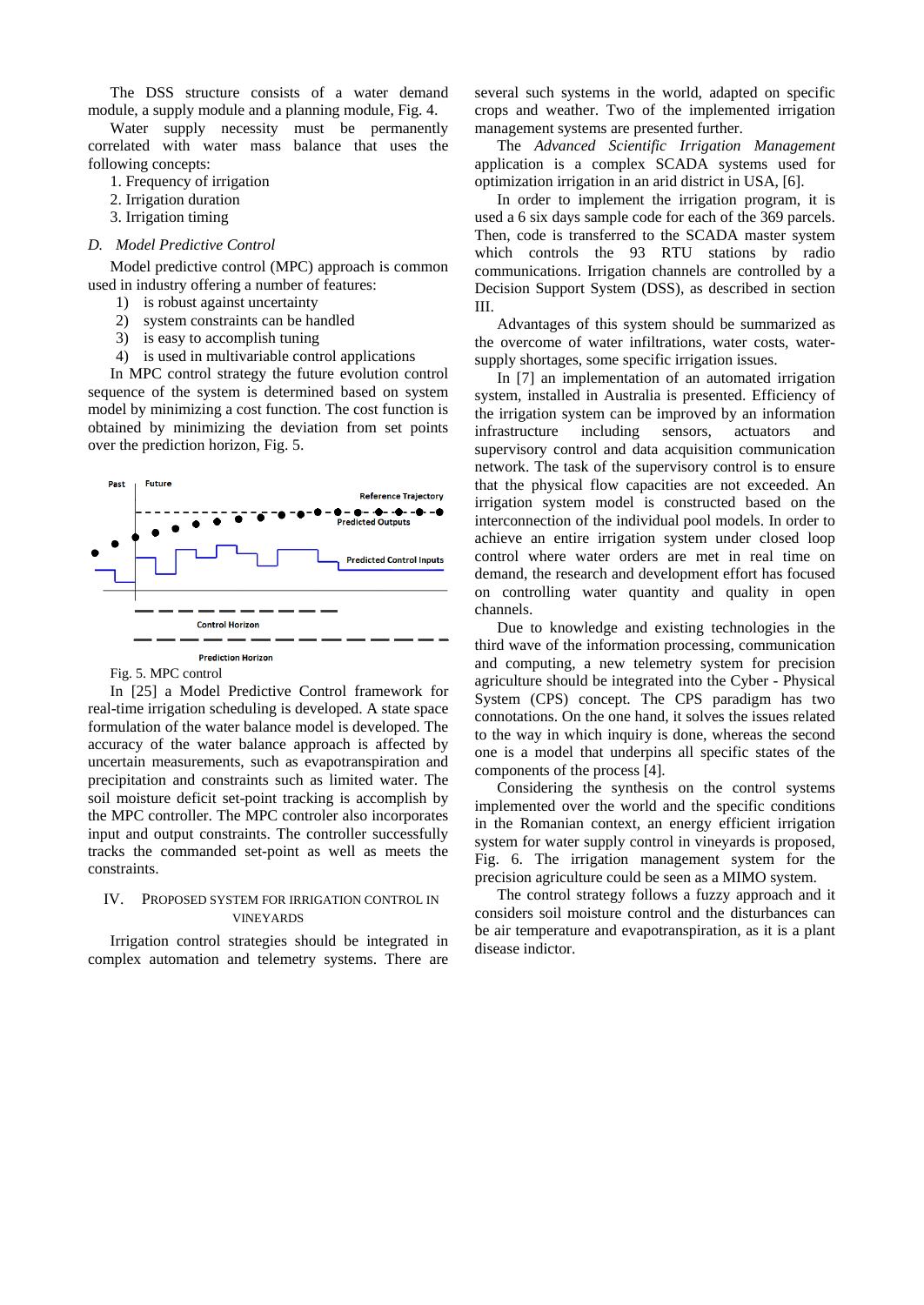The DSS structure consists of a water demand module, a supply module and a planning module, Fig. 4.

Water supply necessity must be permanently correlated with water mass balance that uses the following concepts:

1. Frequency of irrigation
2. Irrigation duration
3. Irrigation timing

### D. Model Predictive Control

Model predictive control (MPC) approach is common used in industry offering a number of features:

1) is robust against uncertainty
2) system constraints can be handled
3) is easy to accomplish tuning
4) is used in multivariable control applications

In MPC control strategy the future evolution control sequence of the system is determined based on system model by minimizing a cost function. The cost function is obtained by minimizing the deviation from set points over the prediction horizon, Fig. 5.

Fig. 5. MPC control

In [25] a Model Predictive Control framework for real-time irrigation scheduling is developed. A state space formulation of the water balance model is developed. The accuracy of the water balance approach is affected by uncertain measurements, such as evapotranspiration and precipitation and constraints such as limited water. The soil moisture deficit set-point tracking is accomplish by the MPC controller. The MPC controler also incorporates input and output constraints. The controller successfully tracks the commanded set-point as well as meets the constraints.

## IV. Proposed System for Irrigation Control in Vineyards

Irrigation control strategies should be integrated in complex automation and telemetry systems. There are several such systems in the world, adapted on specific crops and weather. Two of the implemented irrigation management systems are presented further.

The *Advanced Scientific Irrigation Management* application is a complex SCADA systems used for optimization irrigation in an arid district in USA, [6].

In order to implement the irrigation program, it is used a 6 six days sample code for each of the 369 parcels. Then, code is transferred to the SCADA master system which controls the 93 RTU stations by radio communications. Irrigation channels are controlled by a Decision Support System (DSS), as described in section III.

Advantages of this system should be summarized as the overcome of water infiltrations, water costs, water-supply shortages, some specific irrigation issues.

In [7] an implementation of an automated irrigation system, installed in Australia is presented. Efficiency of the irrigation system can be improved by an information infrastructure including sensors, actuators and supervisory control and data acquisition communication network. The task of the supervisory control is to ensure that the physical flow capacities are not exceeded. An irrigation system model is constructed based on the interconnection of the individual pool models. In order to achieve an entire irrigation system under closed loop control where water orders are met in real time on demand, the research and development effort has focused on controlling water quantity and quality in open channels.

Due to knowledge and existing technologies in the third wave of the information processing, communication and computing, a new telemetry system for precision agriculture should be integrated into the Cyber - Physical System (CPS) concept. The CPS paradigm has two connotations. On the one hand, it solves the issues related to the way in which inquiry is done, whereas the second one is a model that underpins all specific states of the components of the process [4].

Considering the synthesis on the control systems implemented over the world and the specific conditions in the Romanian context, an energy efficient irrigation system for water supply control in vineyards is proposed, Fig. 6. The irrigation management system for the precision agriculture could be seen as a MIMO system.

The control strategy follows a fuzzy approach and it considers soil moisture control and the disturbances can be air temperature and evapotranspiration, as it is a plant disease indictor.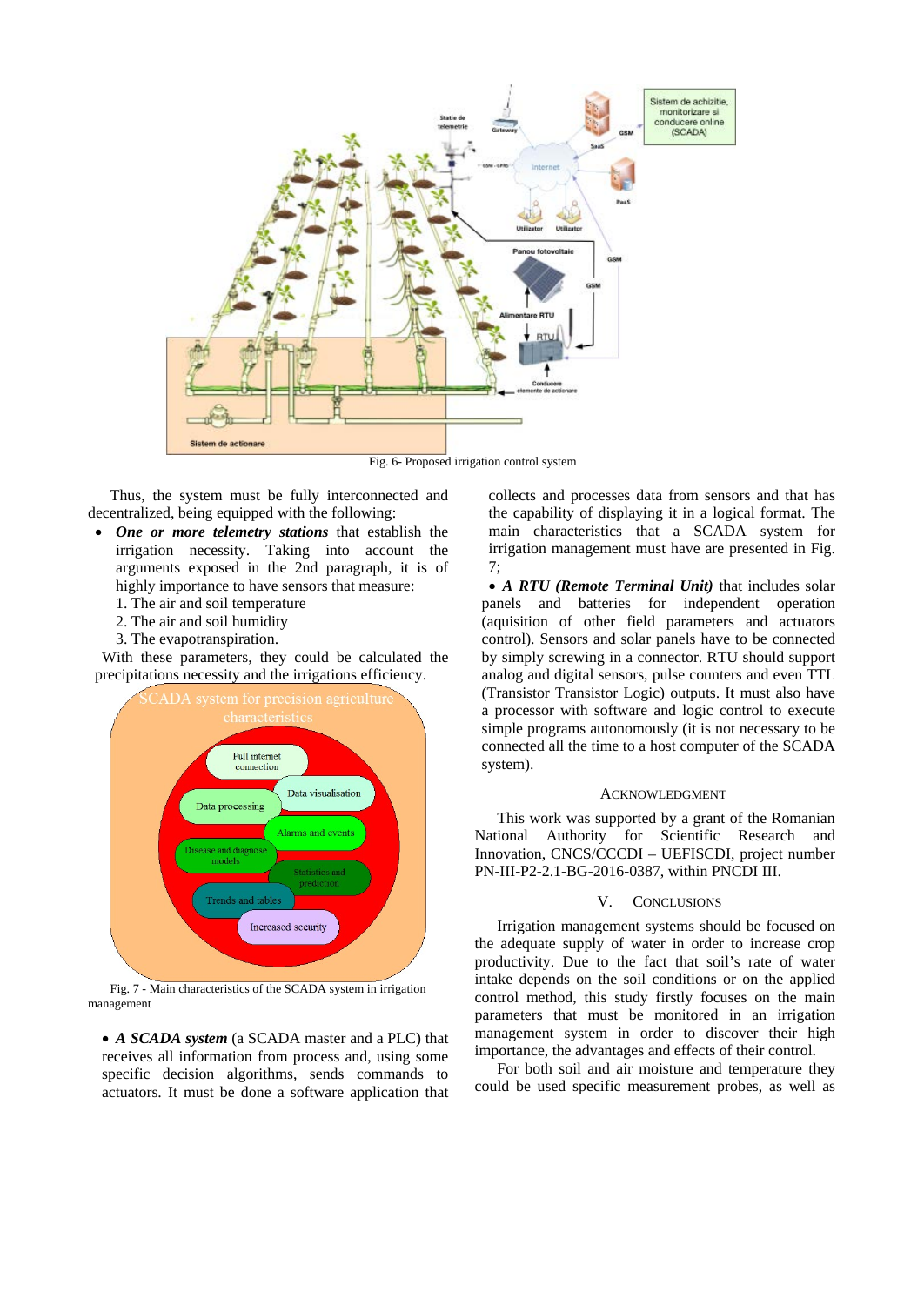Fig. 6- Proposed irrigation control system

Thus, the system must be fully interconnected and decentralized, being equipped with the following:

- ***One or more telemetry stations*** that establish the irrigation necessity. Taking into account the arguments exposed in the 2nd paragraph, it is of highly importance to have sensors that measure:
  1. The air and soil temperature
  2. The air and soil humidity
  3. The evapotranspiration.

With these parameters, they could be calculated the precipitations necessity and the irrigations efficiency.

Fig. 7 - Main characteristics of the SCADA system in irrigation management

- ***A SCADA system*** (a SCADA master and a PLC) that receives all information from process and, using some specific decision algorithms, sends commands to actuators. It must be done a software application that collects and processes data from sensors and that has the capability of displaying it in a logical format. The main characteristics that a SCADA system for irrigation management must have are presented in Fig. 7;

- ***A RTU (Remote Terminal Unit)*** that includes solar panels and batteries for independent operation (aquisition of other field parameters and actuators control). Sensors and solar panels have to be connected by simply screwing in a connector. RTU should support analog and digital sensors, pulse counters and even TTL (Transistor Transistor Logic) outputs. It must also have a processor with software and logic control to execute simple programs autonomously (it is not necessary to be connected all the time to a host computer of the SCADA system).

## ACKNOWLEDGMENT

This work was supported by a grant of the Romanian National Authority for Scientific Research and Innovation, CNCS/CCCDI – UEFISCDI, project number PN-III-P2-2.1-BG-2016-0387, within PNCDI III.

## V. CONCLUSIONS

Irrigation management systems should be focused on the adequate supply of water in order to increase crop productivity. Due to the fact that soil's rate of water intake depends on the soil conditions or on the applied control method, this study firstly focuses on the main parameters that must be monitored in an irrigation management system in order to discover their high importance, the advantages and effects of their control.

For both soil and air moisture and temperature they could be used specific measurement probes, as well as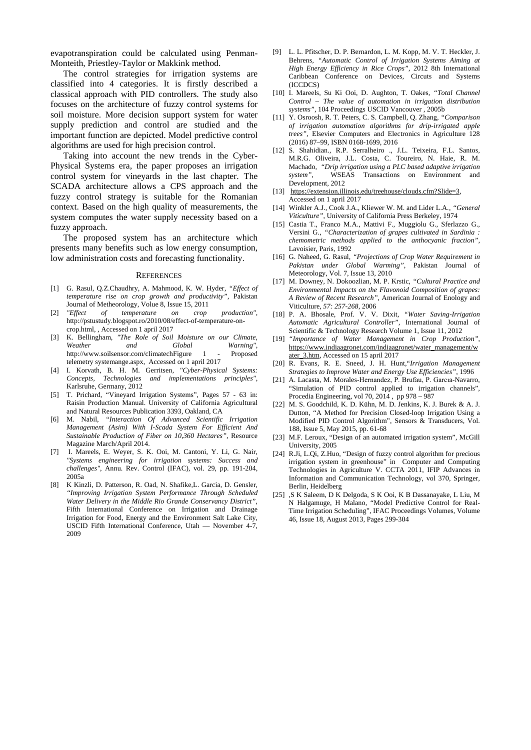evapotranspiration could be calculated using Penman-Monteith, Priestley-Taylor or Makkink method.

The control strategies for irrigation systems are classified into 4 categories. It is firstly described a classical approach with PID controllers. The study also focuses on the architecture of fuzzy control systems for soil moisture. More decision support system for water supply prediction and control are studied and the important function are depicted. Model predictive control algorithms are used for high precision control.

Taking into account the new trends in the Cyber-Physical Systems era, the paper proposes an irrigation control system for vineyards in the last chapter. The SCADA architecture allows a CPS approach and the fuzzy control strategy is suitable for the Romanian context. Based on the high quality of measurements, the system computes the water supply necessity based on a fuzzy approach.

The proposed system has an architecture which presents many benefits such as low energy consumption, low administration costs and forecasting functionality.

## REFERENCES

[1] G. Rasul, Q.Z.Chaudhry, A. Mahmood, K. W. Hyder, *"Effect of temperature rise on crop growth and productivity"*, Pakistan Journal of Metheorology, Volue 8, Issue 15, 2011

[2] *"Effect of temperature on crop production"*, http://pstustudy.blogspot.ro/2010/08/effect-of-temperature-on-crop.html, , Accessed on 1 april 2017

[3] K. Bellingham, *"The Role of Soil Moisture on our Climate, Weather and Global Warning"*, http://www.soilsensor.com/climatechFigure 1 - Proposed telemetry systemange.aspx, Accessed on 1 april 2017

[4] I. Korvath, B. H. M. Gerritsen, *"Cyber-Physical Systems: Concepts, Technologies and implementations principles"*, Karlsruhe, Germany, 2012

[5] T. Prichard, "Vineyard Irrigation Systems", Pages 57 - 63 in: Raisin Production Manual. University of California Agricultural and Natural Resources Publication 3393, Oakland, CA

[6] M. Nabil, *"Interaction Of Advanced Scientific Irrigation Management (Asim) With I-Scada System For Efficient And Sustainable Production of Fiber on 10,360 Hectares"*, Resource Magazine March/April 2014.

[7] I. Mareels, E. Weyer, S. K. Ooi, M. Cantoni, Y. Li, G. Nair, *"Systems engineering for irrigation systems: Success and challenges"*, Annu. Rev. Control (IFAC), vol. 29, pp. 191-204, 2005a

[8] K Kinzli, D. Patterson, R. Oad, N. Shafike,L. Garcia, D. Gensler, *"Improving Irrigation System Performance Through Scheduled Water Delivery in the Middle Rio Grande Conservancy District"*, Fifth International Conference on Irrigation and Drainage Irrigation for Food, Energy and the Environment Salt Lake City, USCID Fifth International Conference, Utah — November 4-7, 2009

[9] L. L. Pfitscher, D. P. Bernardon, L. M. Kopp, M. V. T. Heckler, J. Behrens, *"Automatic Control of Irrigation Systems Aiming at High Energy Efficiency in Rice Crops"*, 2012 8th International Caribbean Conference on Devices, Circuts and Systems (ICCDCS)

[10] I. Mareels, Su Ki Ooi, D. Aughton, T. Oakes, *"Total Channel Control – The value of automation in irrigation distribution systems"*, 104 Proceedings USCID Vancouver , 2005b

[11] Y. Osroosh, R. T. Peters, C. S. Campbell, Q. Zhang, *"Comparison of irrigation automation algorithms for drip-irrigated apple trees"*, Elsevier Computers and Electronics in Agriculture 128 (2016) 87–99, ISBN 0168-1699, 2016

[12] S. Shahidian., R.P. Serralheiro ., J.L. Teixeira, F.L. Santos, M.R.G. Oliveira, J.L. Costa, C. Toureiro, N. Haie, R. M. Machado, *"Drip irrigation using a PLC based adaptive irrigation system"*, WSEAS Transactions on Environment and Development, 2012

[13] https://extension.illinois.edu/treehouse/clouds.cfm?Slide=3, Accessed on 1 april 2017

[14] Winkler A.J., Cook J.A., Kliewer W. M. and Lider L.A., *"General Viticulture"*, University of California Press Berkeley, 1974

[15] Castia T., Franco M.A., Mattivi F., Muggiolu G., Sferlazzo G., Versini G., *"Characterization of grapes cultivated in Sardinia : chemometric methods applied to the anthocyanic fraction"*, Lavoisier, Paris, 1992

[16] G. Naheed, G. Rasul, *"Projections of Crop Water Requirement in Pakistan under Global Warming"*, Pakistan Journal of Meteorology, Vol. 7, Issue 13, 2010

[17] M. Downey, N. Dokoozlian, M. P. Krstic, *"Cultural Practice and Environmental Impacts on the Flavonoid Composition of grapes: A Review of Recent Research"*, American Journal of Enology and Viticulture, *57: 257-268*, 2006

[18] P. A. Bhosale, Prof. V. V. Dixit, *"Water Saving-Irrigation Automatic Agricultural Controller"*, International Journal of Scientific & Technology Research Volume 1, Issue 11, 2012

[19] *"Importance of Water Management in Crop Production"*, https://www.indiaagronet.com/indiaagronet/water_management/water_3.htm, Accessed on 15 april 2017

[20] R. Evans, R. E. Sneed, J. H. Hunt,*"Irrigation Management Strategies to Improve Water and Energy Use Efficiencies"*, 1996

[21] A. Lacasta, M. Morales-Hernandez, P. Brufau, P. Garcıa-Navarro, "Simulation of PID control applied to irrigation channels", Procedia Engineering, vol 70, 2014 , pp 978 – 987

[22] M. S. Goodchild, K. D. Kühn, M. D. Jenkins, K. J. Burek & A. J. Dutton, "A Method for Precision Closed-loop Irrigation Using a Modified PID Control Algorithm", Sensors & Transducers, Vol. 188, Issue 5, May 2015, pp. 61-68

[23] M.F. Leroux, "Design of an automated irrigation system", McGill University, 2005

[24] R.Ji, L.Qi, Z.Huo, "Design of fuzzy control algorithm for precious irrigation system in greenhouse" in Computer and Computing Technologies in Agriculture V. CCTA 2011, IFIP Advances in Information and Communication Technology, vol 370, Springer, Berlin, Heidelberg

[25] ,S K Saleem, D K Delgoda, S K Ooi, K B Dassanayake, L Liu, M N Halgamuge, H Malano, "Model Predictive Control for Real-Time Irrigation Scheduling", IFAC Proceedings Volumes, Volume 46, Issue 18, August 2013, Pages 299-304